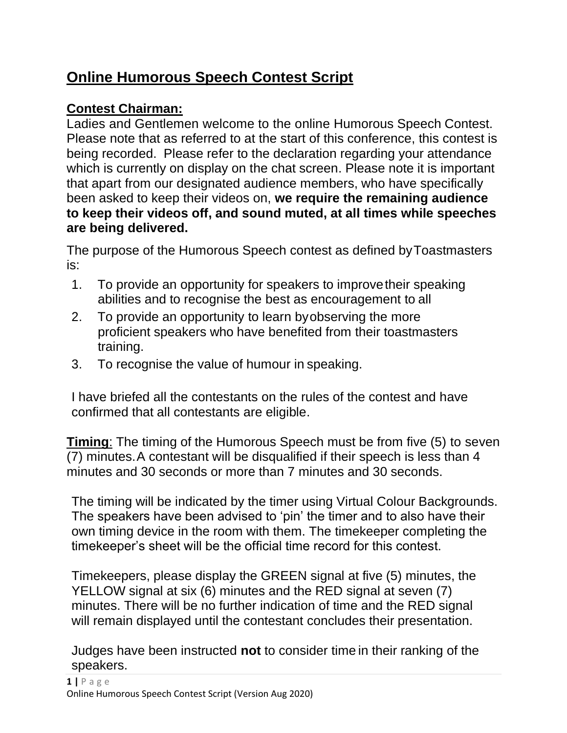# Online Humorous Speech Contest Script

## Contest Chairman:

Ladies and Gentlemen welcome to the online Humorous Speech Contest. Please note that as referred to at the start of this conference, this contest is being recorded. Please refer to the declaration regarding your attendance which is currently on display on the chat screen. Please note it is important that apart from our designated audience members, who have specifically been asked to keep their videos on, **we require the remaining audience to keep their videos off, and sound muted, at all times while speeches are being delivered.**

The purpose of the Humorous Speech contest as defined by Toastmasters is:

1. To provide an opportunity for speakers to improve their speaking abilities and to recognise the best as encouragement to all
2. To provide an opportunity to learn by observing the more proficient speakers who have benefited from their toastmasters training.
3. To recognise the value of humour in speaking.

I have briefed all the contestants on the rules of the contest and have confirmed that all contestants are eligible.

**Timing**: The timing of the Humorous Speech must be from five (5) to seven (7) minutes. A contestant will be disqualified if their speech is less than 4 minutes and 30 seconds or more than 7 minutes and 30 seconds.

The timing will be indicated by the timer using Virtual Colour Backgrounds. The speakers have been advised to 'pin' the timer and to also have their own timing device in the room with them. The timekeeper completing the timekeeper's sheet will be the official time record for this contest.

Timekeepers, please display the GREEN signal at five (5) minutes, the YELLOW signal at six (6) minutes and the RED signal at seven (7) minutes. There will be no further indication of time and the RED signal will remain displayed until the contestant concludes their presentation.

Judges have been instructed **not** to consider time in their ranking of the speakers.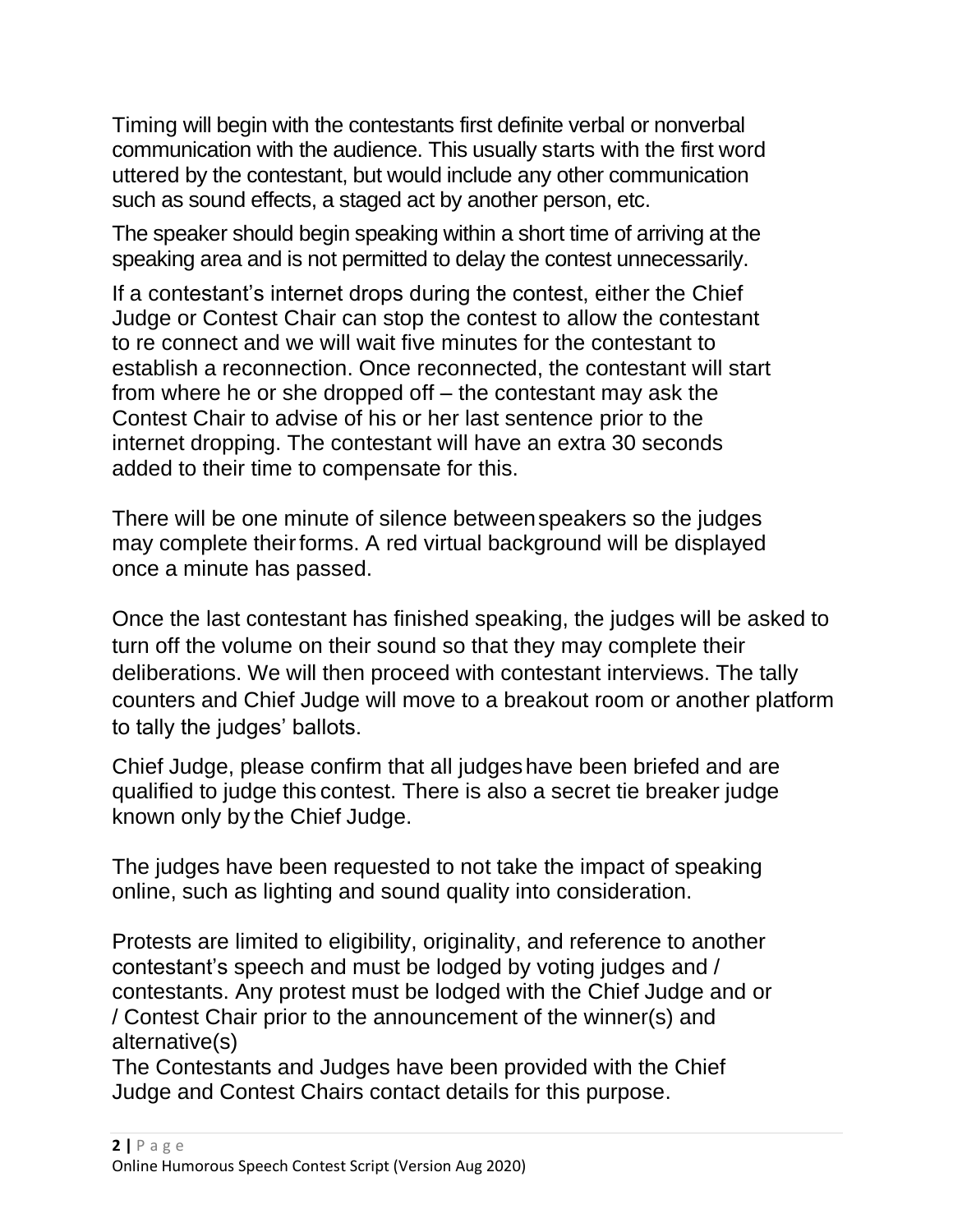Timing will begin with the contestants first definite verbal or nonverbal communication with the audience. This usually starts with the first word uttered by the contestant, but would include any other communication such as sound effects, a staged act by another person, etc.

The speaker should begin speaking within a short time of arriving at the speaking area and is not permitted to delay the contest unnecessarily.

If a contestant's internet drops during the contest, either the Chief Judge or Contest Chair can stop the contest to allow the contestant to re connect and we will wait five minutes for the contestant to establish a reconnection. Once reconnected, the contestant will start from where he or she dropped off – the contestant may ask the Contest Chair to advise of his or her last sentence prior to the internet dropping. The contestant will have an extra 30 seconds added to their time to compensate for this.

There will be one minute of silence between speakers so the judges may complete their forms. A red virtual background will be displayed once a minute has passed.

Once the last contestant has finished speaking, the judges will be asked to turn off the volume on their sound so that they may complete their deliberations. We will then proceed with contestant interviews. The tally counters and Chief Judge will move to a breakout room or another platform to tally the judges' ballots.

Chief Judge, please confirm that all judges have been briefed and are qualified to judge this contest. There is also a secret tie breaker judge known only by the Chief Judge.

The judges have been requested to not take the impact of speaking online, such as lighting and sound quality into consideration.

Protests are limited to eligibility, originality, and reference to another contestant's speech and must be lodged by voting judges and / contestants. Any protest must be lodged with the Chief Judge and or / Contest Chair prior to the announcement of the winner(s) and alternative(s)
The Contestants and Judges have been provided with the Chief Judge and Contest Chairs contact details for this purpose.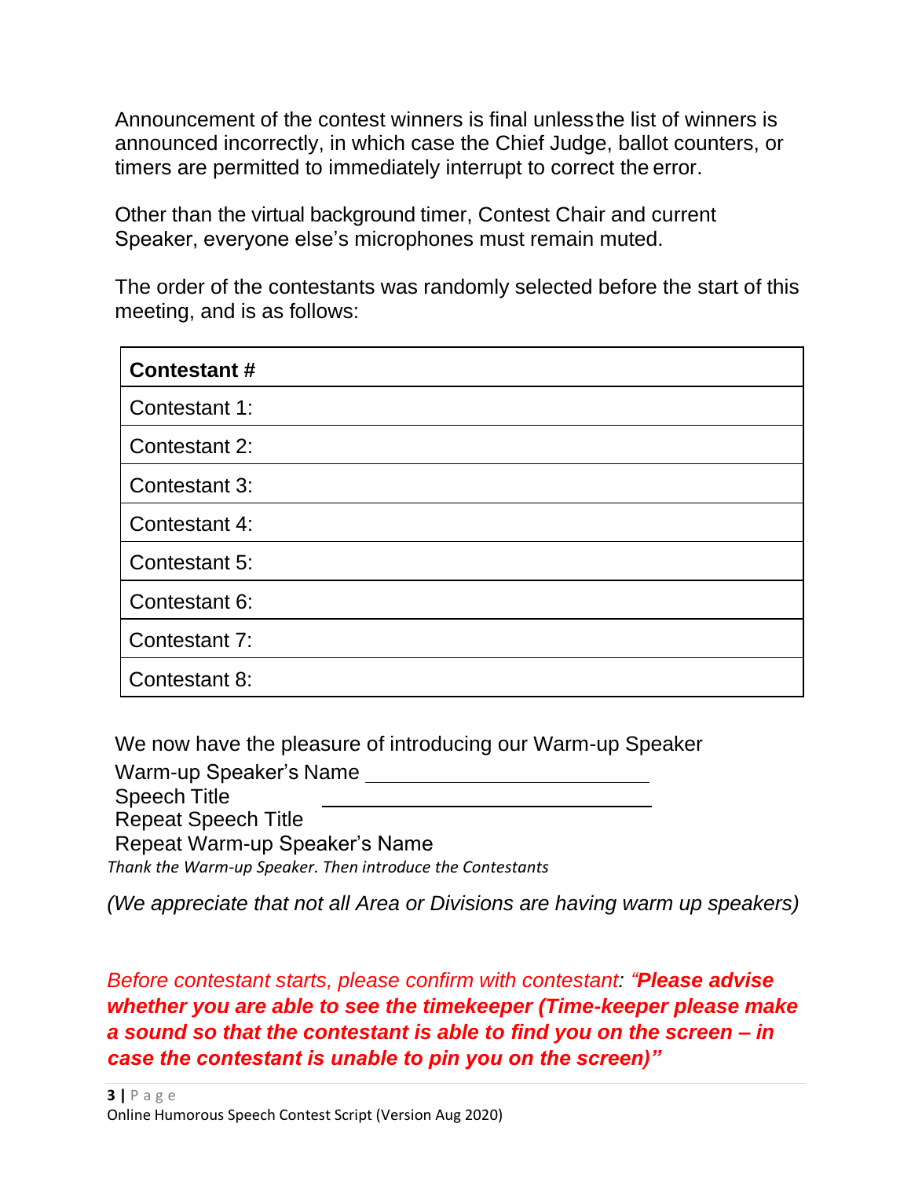Announcement of the contest winners is final unless the list of winners is announced incorrectly, in which case the Chief Judge, ballot counters, or timers are permitted to immediately interrupt to correct the error.

Other than the virtual background timer, Contest Chair and current Speaker, everyone else's microphones must remain muted.

The order of the contestants was randomly selected before the start of this meeting, and is as follows:

| **Contestant #** |
| --- |
| Contestant 1: |
| Contestant 2: |
| Contestant 3: |
| Contestant 4: |
| Contestant 5: |
| Contestant 6: |
| Contestant 7: |
| Contestant 8: |

We now have the pleasure of introducing our Warm-up Speaker
Warm-up Speaker's Name ______________________________
Speech Title ______________________________
Repeat Speech Title
Repeat Warm-up Speaker's Name
*Thank the Warm-up Speaker. Then introduce the Contestants*

*(We appreciate that not all Area or Divisions are having warm up speakers)*

*Before contestant starts, please confirm with contestant: "**Please advise whether you are able to see the timekeeper (Time-keeper please make a sound so that the contestant is able to find you on the screen – in case the contestant is unable to pin you on the screen)"***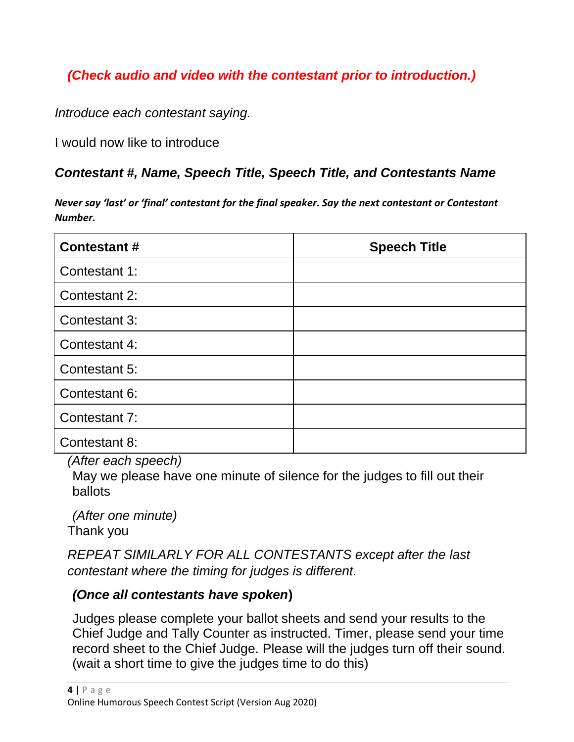***(Check audio and video with the contestant prior to introduction.)***

*Introduce each contestant saying.*

I would now like to introduce

***Contestant #, Name, Speech Title, Speech Title, and Contestants Name***

***Never say 'last' or 'final' contestant for the final speaker. Say the next contestant or Contestant Number.***

| **Contestant #** | **Speech Title** |
|---|---|
| Contestant 1: | |
| Contestant 2: | |
| Contestant 3: | |
| Contestant 4: | |
| Contestant 5: | |
| Contestant 6: | |
| Contestant 7: | |
| Contestant 8: | |

*(After each speech)*

May we please have one minute of silence for the judges to fill out their ballots

*(After one minute)*

Thank you

*REPEAT SIMILARLY FOR ALL CONTESTANTS except after the last contestant where the timing for judges is different.*

***(Once all contestants have spoken)***

Judges please complete your ballot sheets and send your results to the Chief Judge and Tally Counter as instructed. Timer, please send your time record sheet to the Chief Judge. Please will the judges turn off their sound. (wait a short time to give the judges time to do this)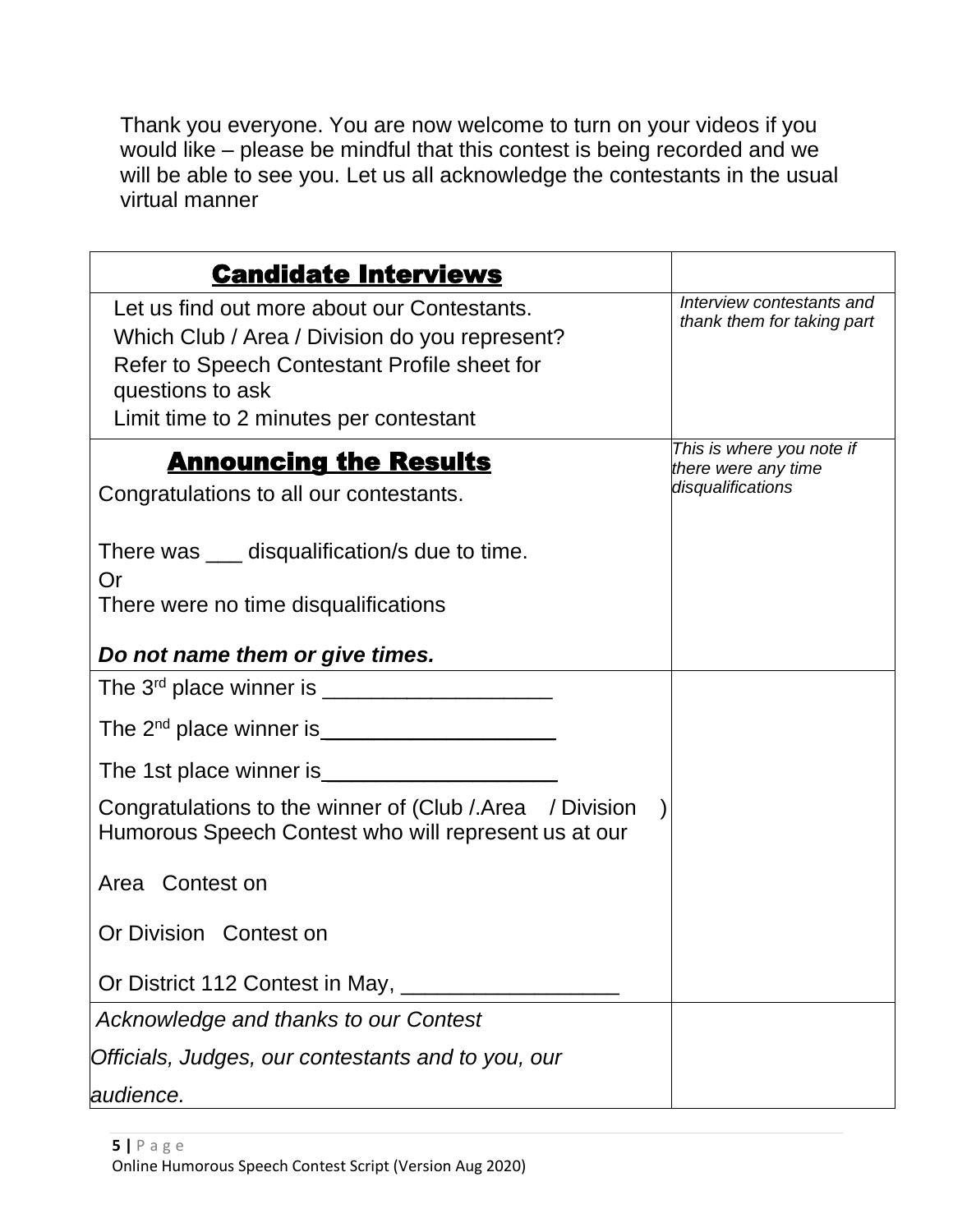Thank you everyone. You are now welcome to turn on your videos if you would like – please be mindful that this contest is being recorded and we will be able to see you. Let us all acknowledge the contestants in the usual virtual manner

| | |
|---|---|
| **Candidate Interviews** | |
| Let us find out more about our Contestants.<br>Which Club / Area / Division do you represent?<br>Refer to Speech Contestant Profile sheet for questions to ask<br>Limit time to 2 minutes per contestant | *Interview contestants and thank them for taking part* |
| **Announcing the Results**<br>Congratulations to all our contestants.<br><br>There was ___ disqualification/s due to time.<br>Or<br>There were no time disqualifications<br><br>***Do not name them or give times.*** | *This is where you note if there were any time disqualifications* |
| The 3rd place winner is ___________________<br><br>The 2nd place winner is___________________<br><br>The 1st place winner is___________________<br><br>Congratulations to the winner of (Club /.Area / Division ) Humorous Speech Contest who will represent us at our<br><br>Area Contest on<br><br>Or Division Contest on<br><br>Or District 112 Contest in May, __________________ | |
| *Acknowledge and thanks to our Contest Officials, Judges, our contestants and to you, our audience.* | |

Online Humorous Speech Contest Script (Version Aug 2020)